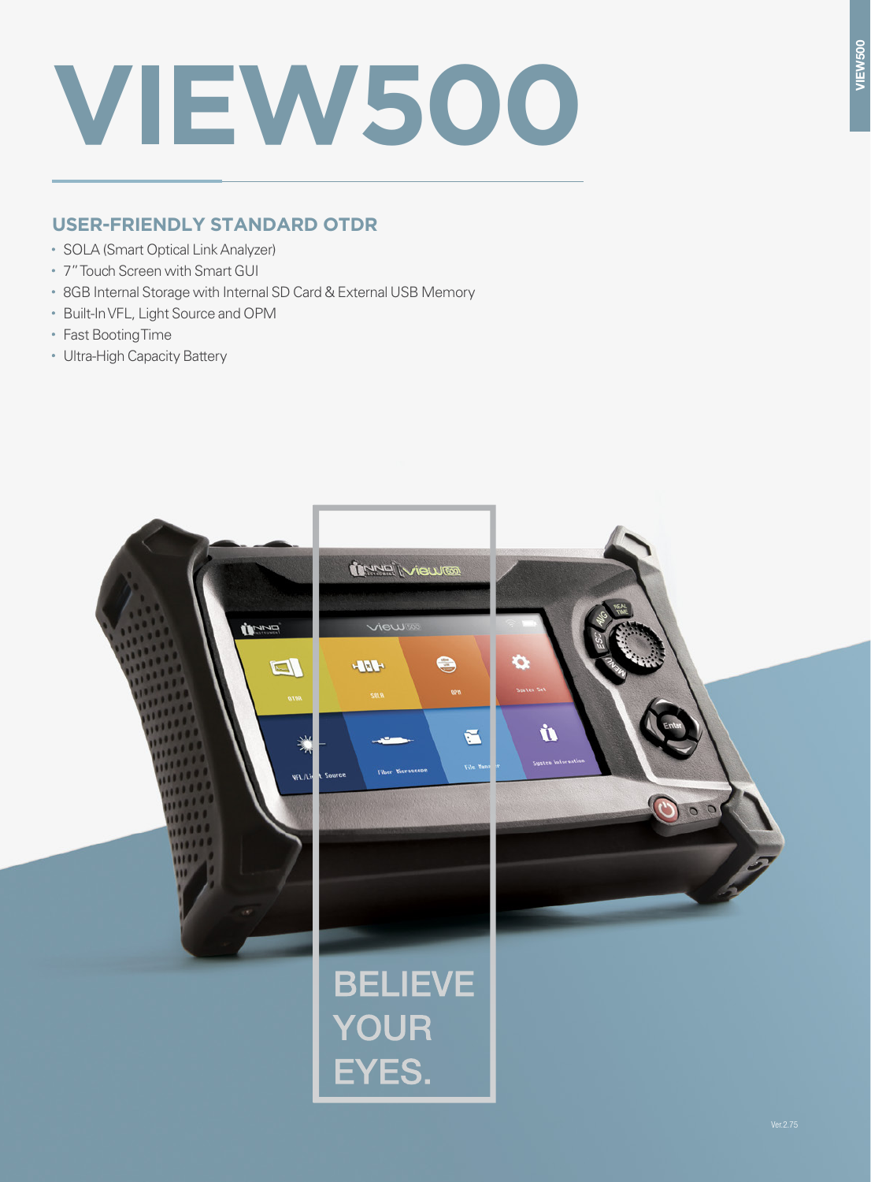# VIEW500

## USER-FRIENDLY STANDARD OTDR

- SOLA (Smart Optical Link Analyzer)
- 7" Touch Screen with Smart GUI
- 8GB Internal Storage with Internal SD Card & External USB Memory
- Built-In VFL, Light Source and OPM
- Fast Booting Time
- Ultra-High Capacity Battery

BELIEVE YOUR EYES.

Ver.2.75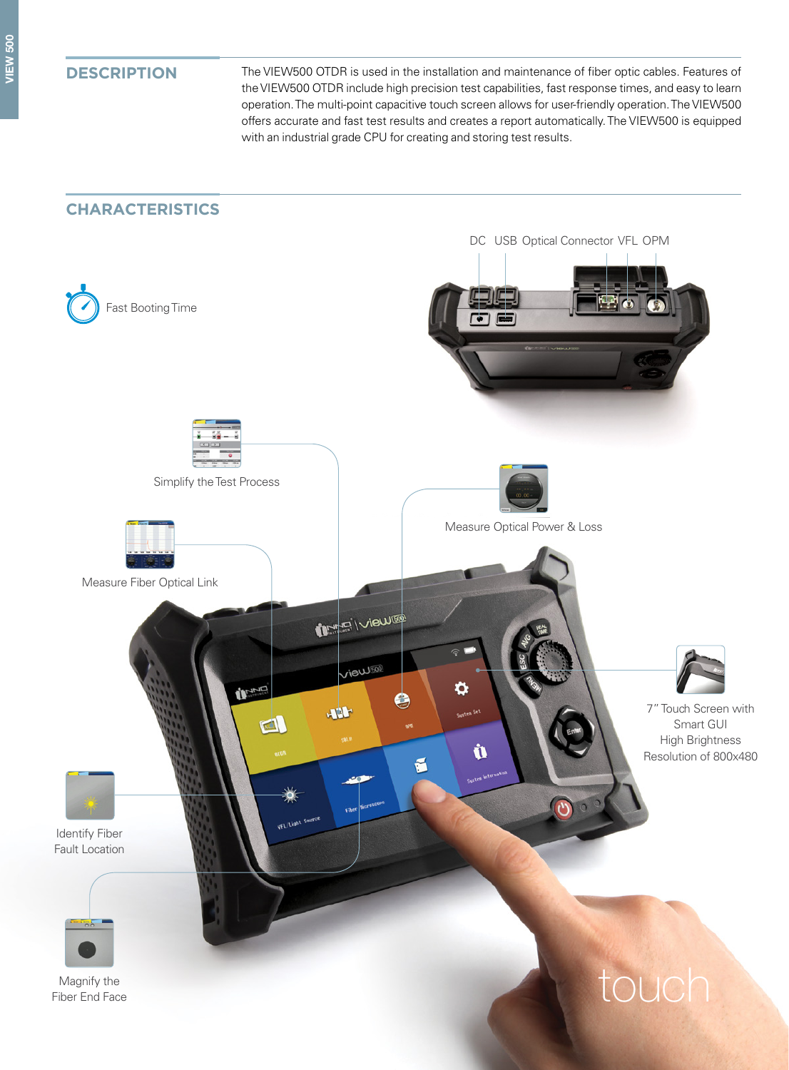## DESCRIPTION

The VIEW500 OTDR is used in the installation and maintenance of fiber optic cables. Features of the VIEW500 OTDR include high precision test capabilities, fast response times, and easy to learn operation. The multi-point capacitive touch screen allows for user-friendly operation. The VIEW500 offers accurate and fast test results and creates a report automatically. The VIEW500 is equipped with an industrial grade CPU for creating and storing test results.

## CHARACTERISTICS

DC USB Optical Connector VFL OPM

Fast Booting Time

Simplify the Test Process

Measure Optical Power & Loss

Measure Fiber Optical Link

7" Touch Screen with Smart GUI
High Brightness
Resolution of 800x480

Identify Fiber Fault Location

Magnify the Fiber End Face

touch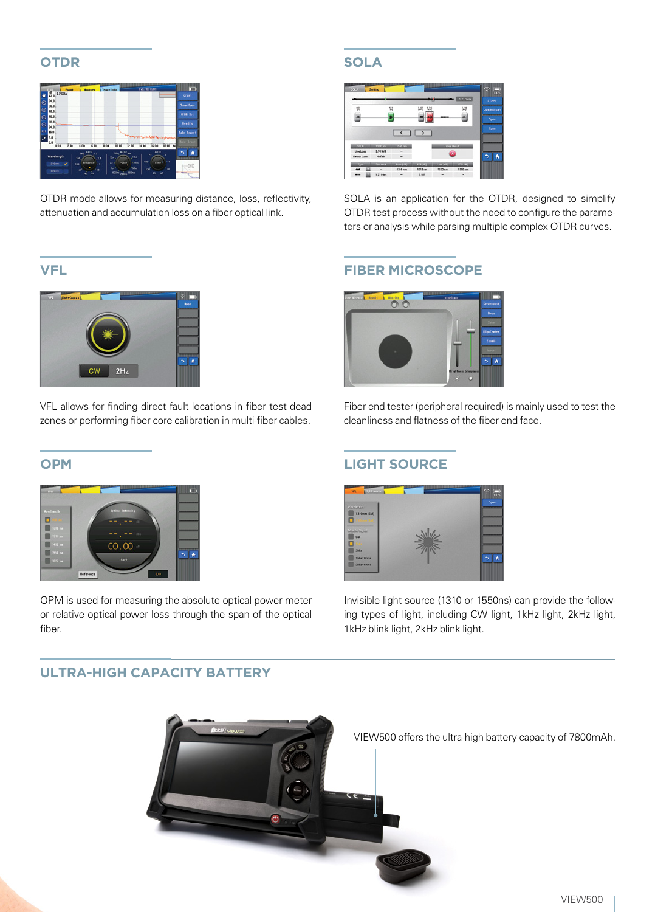## OTDR

OTDR mode allows for measuring distance, loss, reflectivity, attenuation and accumulation loss on a fiber optical link.

## SOLA

SOLA is an application for the OTDR, designed to simplify OTDR test process without the need to configure the parameters or analysis while parsing multiple complex OTDR curves.

## VFL

VFL allows for finding direct fault locations in fiber test dead zones or performing fiber core calibration in multi-fiber cables.

## FIBER MICROSCOPE

Fiber end tester (peripheral required) is mainly used to test the cleanliness and flatness of the fiber end face.

## OPM

OPM is used for measuring the absolute optical power meter or relative optical power loss through the span of the optical fiber.

## LIGHT SOURCE

Invisible light source (1310 or 1550ns) can provide the following types of light, including CW light, 1kHz light, 2kHz light, 1kHz blink light, 2kHz blink light.

## ULTRA-HIGH CAPACITY BATTERY

VIEW500 offers the ultra-high battery capacity of 7800mAh.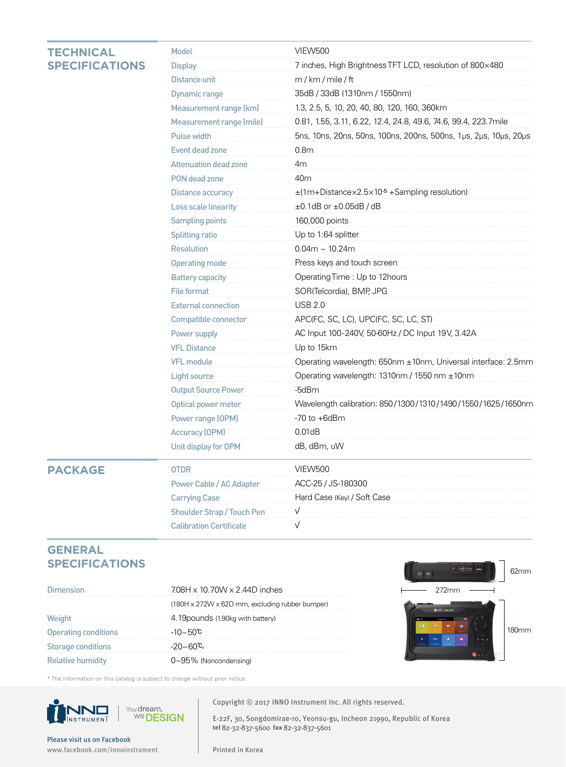## TECHNICAL SPECIFICATIONS

| Model | VIEW500 |
|---|---|
| Display | 7 inches, High Brightness TFT LCD, resolution of 800×480 |
| Distance unit | m / km / mile / ft |
| Dynamic range | 35dB / 33dB (1310nm / 1550nm) |
| Measurement range (km) | 1.3, 2.5, 5, 10, 20, 40, 80, 120, 160, 360km |
| Measurement range (mile) | 0.81, 1.55, 3.11, 6.22, 12.4, 24.8, 49.6, 74.6, 99.4, 223.7mile |
| Pulse width | 5ns, 10ns, 20ns, 50ns, 100ns, 200ns, 500ns, 1μs, 2μs, 10μs, 20μs |
| Event dead zone | 0.8m |
| Attenuation dead zone | 4m |
| PON dead zone | 40m |
| Distance accuracy | ±(1m+Distance×2.5×$10^{-5}$ +Sampling resolution) |
| Loss scale linearity | ±0.1dB or ±0.05dB / dB |
| Sampling points | 160,000 points |
| Splitting ratio | Up to 1:64 splitter |
| Resolution | 0.04m ~ 10.24m |
| Operating mode | Press keys and touch screen |
| Battery capacity | Operating Time : Up to 12hours |
| File format | SOR(Telcordia), BMP, JPG |
| External connection | USB 2.0 |
| Compatible connector | APC(FC, SC, LC), UPC(FC, SC, LC, ST) |
| Power supply | AC Input 100-240V, 50-60Hz / DC Input 19V, 3.42A |
| VFL Distance | Up to 15km |
| VFL module | Operating wavelength: 650nm ±10nm, Universal interface: 2.5mm |
| Light source | Operating wavelength: 1310nm / 1550 nm ±10nm |
| Output Source Power | -5dBm |
| Optical power meter | Wavelength calibration: 850/1300/1310/1490/1550/1625/1650nm |
| Power range (OPM) | -70 to +6dBm |
| Accuracy (OPM) | 0.01dB |
| Unit display for OPM | dB, dBm, uW |

## PACKAGE

| OTDR | VIEW500 |
|---|---|
| Power Cable / AC Adapter | ACC-25 / JS-180300 |
| Carrying Case | Hard Case (Key) / Soft Case |
| Shoulder Strap / Touch Pen | √ |
| Calibration Certificate | √ |

## GENERAL SPECIFICATIONS

| Dimension | 7.08H x 10.70W x 2.44D inches |
|---|---|
| | (180H x 272W x 62D mm, excluding rubber bumper) |
| Weight | 4.19pounds (1.90kg with battery) |
| Operating conditions | -10~50℃ |
| Storage conditions | -20~60℃ |
| Relative humidity | 0~95% (Noncondensing) |

62mm

272mm

180mm

* The information on this catalog is subject to change without prior notice.

INNO INSTRUMENT — You dream, we DESIGN

Please visit us on Facebook
www.facebook.com/innoinstrument

Copyright © 2017 INNO Instrument Inc. All rights reserved.

E-22F, 30, Songdomirae-ro, Yeonsu-gu, Incheon 21990, Republic of Korea
**tel** 82-32-837-5600 **fax** 82-32-837-5601

Printed in Korea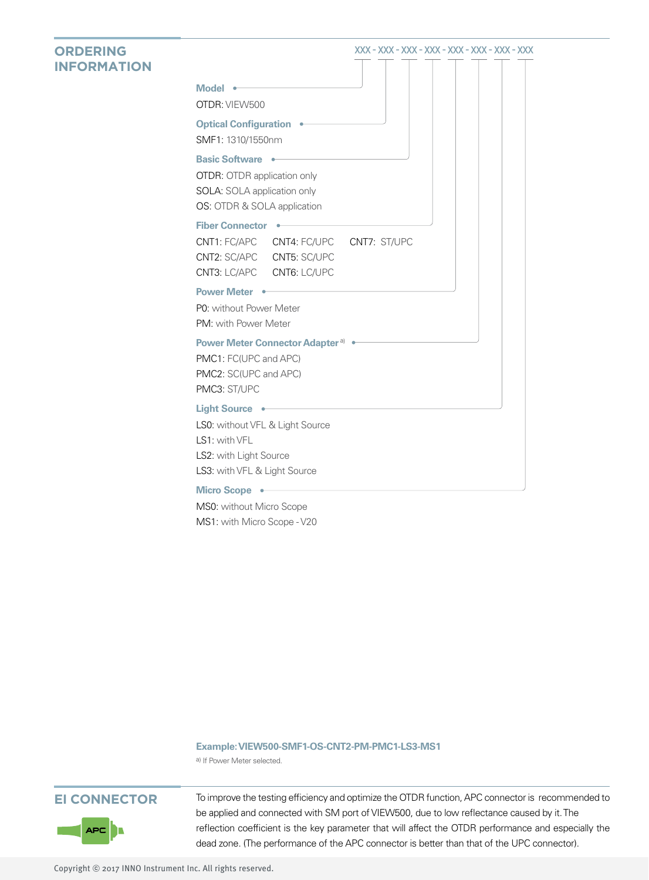## ORDERING INFORMATION

XXX - XXX - XXX - XXX - XXX - XXX - XXX - XXX

**Model**

OTDR: VIEW500

**Optical Configuration**

SMF1: 1310/1550nm

**Basic Software**

OTDR: OTDR application only
SOLA: SOLA application only
OS: OTDR & SOLA application

**Fiber Connector**

| | | |
|---|---|---|
| CNT1: FC/APC | CNT4: FC/UPC | CNT7: ST/UPC |
| CNT2: SC/APC | CNT5: SC/UPC | |
| CNT3: LC/APC | CNT6: LC/UPC | |

**Power Meter**

P0: without Power Meter
PM: with Power Meter

**Power Meter Connector Adapter** [a)]

PMC1: FC(UPC and APC)
PMC2: SC(UPC and APC)
PMC3: ST/UPC

**Light Source**

LS0: without VFL & Light Source
LS1: with VFL
LS2: with Light Source
LS3: with VFL & Light Source

**Micro Scope**

MS0: without Micro Scope
MS1: with Micro Scope - V20

**Example: VIEW500-SMF1-OS-CNT2-PM-PMC1-LS3-MS1**

a) If Power Meter selected.

## EI CONNECTOR

APC

To improve the testing efficiency and optimize the OTDR function, APC connector is recommended to be applied and connected with SM port of VIEW500, due to low reflectance caused by it. The reflection coefficient is the key parameter that will affect the OTDR performance and especially the dead zone. (The performance of the APC connector is better than that of the UPC connector).

Copyright © 2017 INNO Instrument Inc. All rights reserved.